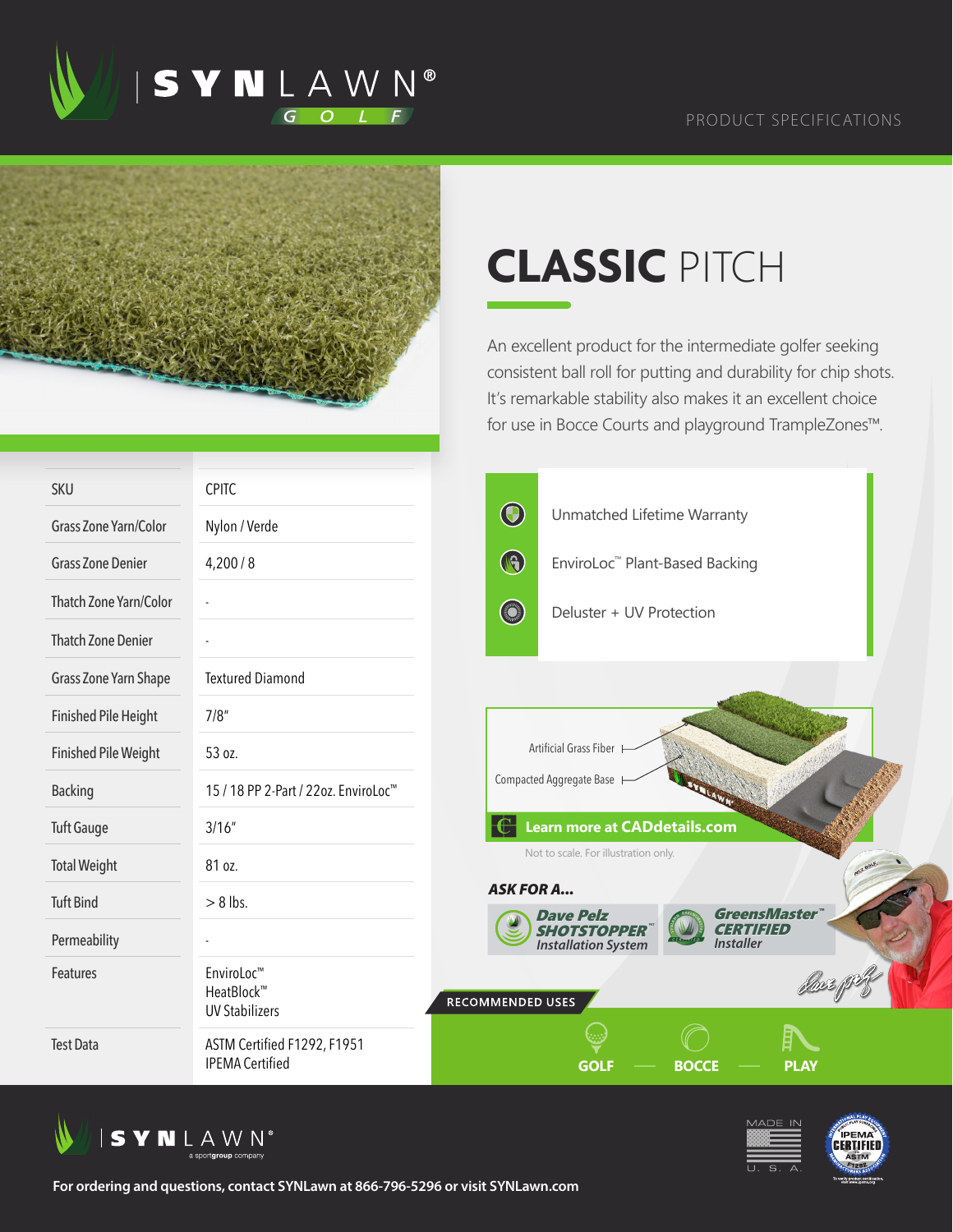SYNLAWN® GOLF

PRODUCT SPECIFICATIONS

# CLASSIC PITCH

An excellent product for the intermediate golfer seeking consistent ball roll for putting and durability for chip shots. It's remarkable stability also makes it an excellent choice for use in Bocce Courts and playground TrampleZones™.

| | |
|---|---|
| SKU | CPITC |
| Grass Zone Yarn/Color | Nylon / Verde |
| Grass Zone Denier | 4,200 / 8 |
| Thatch Zone Yarn/Color | - |
| Thatch Zone Denier | - |
| Grass Zone Yarn Shape | Textured Diamond |
| Finished Pile Height | 7/8" |
| Finished Pile Weight | 53 oz. |
| Backing | 15 / 18 PP 2-Part / 22oz. EnviroLoc™ |
| Tuft Gauge | 3/16" |
| Total Weight | 81 oz. |
| Tuft Bind | > 8 lbs. |
| Permeability | - |
| Features | EnviroLoc™<br>HeatBlock™<br>UV Stabilizers |
| Test Data | ASTM Certified F1292, F1951<br>IPEMA Certified |

- Unmatched Lifetime Warranty
- EnviroLoc™ Plant-Based Backing
- Deluster + UV Protection

Artificial Grass Fiber

Compacted Aggregate Base

Learn more at CADdetails.com

Not to scale. For illustration only.

**ASK FOR A...**

*Dave Pelz SHOTSTOPPER™ Installation System*

*GreensMaster™ CERTIFIED Installer*

RECOMMENDED USES

GOLF — BOCCE — PLAY

SYNLAWN® a sportgroup company

MADE IN U. S. A.

IPEMA CERTIFIED ASTM

**For ordering and questions, contact SYNLawn at 866-796-5296 or visit SYNLawn.com**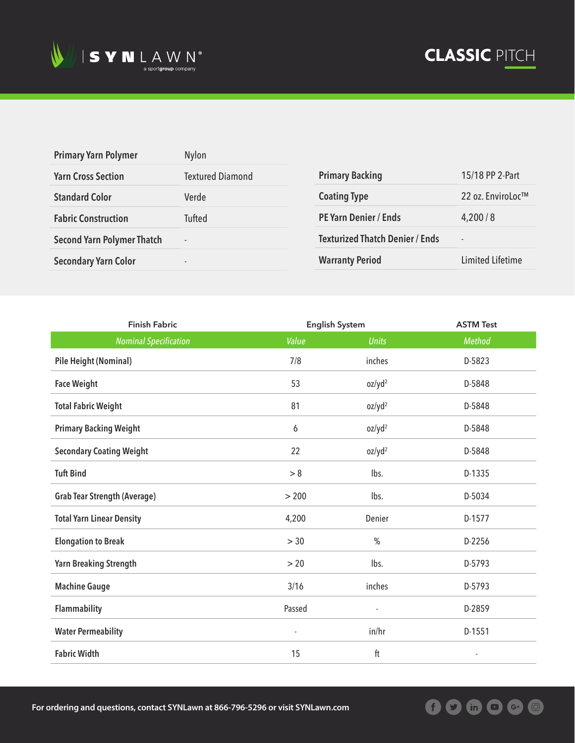SYNLAWN® a sportgroup company

# CLASSIC PITCH

| | |
|---|---|
| Primary Yarn Polymer | Nylon |
| Yarn Cross Section | Textured Diamond |
| Standard Color | Verde |
| Fabric Construction | Tufted |
| Second Yarn Polymer Thatch | - |
| Secondary Yarn Color | - |

| | |
|---|---|
| Primary Backing | 15/18 PP 2-Part |
| Coating Type | 22 oz. EnviroLoc™ |
| PE Yarn Denier / Ends | 4,200 / 8 |
| Texturized Thatch Denier / Ends | - |
| Warranty Period | Limited Lifetime |

| Finish Fabric | English System | | ASTM Test |
|---|---|---|---|
| *Nominal Specification* | *Value* | *Units* | *Method* |
| Pile Height (Nominal) | 7/8 | inches | D-5823 |
| Face Weight | 53 | oz/yd² | D-5848 |
| Total Fabric Weight | 81 | oz/yd² | D-5848 |
| Primary Backing Weight | 6 | oz/yd² | D-5848 |
| Secondary Coating Weight | 22 | oz/yd² | D-5848 |
| Tuft Bind | > 8 | lbs. | D-1335 |
| Grab Tear Strength (Average) | > 200 | lbs. | D-5034 |
| Total Yarn Linear Density | 4,200 | Denier | D-1577 |
| Elongation to Break | > 30 | % | D-2256 |
| Yarn Breaking Strength | > 20 | lbs. | D-5793 |
| Machine Gauge | 3/16 | inches | D-5793 |
| Flammability | Passed | - | D-2859 |
| Water Permeability | - | in/hr | D-1551 |
| Fabric Width | 15 | ft | - |

**For ordering and questions, contact SYNLawn at 866-796-5296 or visit SYNLawn.com**